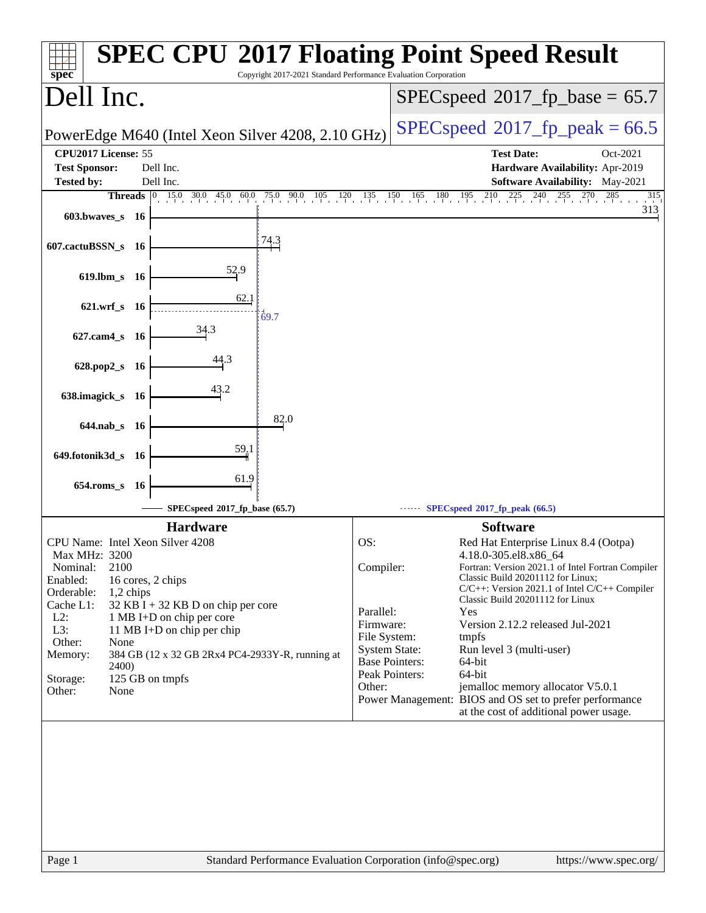# SPEC CPU 2017 Floating Point Speed Result

Copyright 2017-2021 Standard Performance Evaluation Corporation

## Dell Inc.

PowerEdge M640 (Intel Xeon Silver 4208, 2.10 GHz)

SPECspeed 2017_fp_base = 65.7

SPECspeed 2017_fp_peak = 66.5

**CPU2017 License:** 55
**Test Sponsor:** Dell Inc.
**Tested by:** Dell Inc.

**Test Date:** Oct-2021
**Hardware Availability:** Apr-2019
**Software Availability:** May-2021

Threads 0 15.0 30.0 45.0 60.0 75.0 90.0 105 120 135 150 165 180 195 210 225 240 255 270 285 315

603.bwaves_s 16
313

607.cactuBSSN_s 16
74.3

619.lbm_s 16
52.9

621.wrf_s 16
62.1
69.7

627.cam4_s 16
34.3

628.pop2_s 16
44.3

638.imagick_s 16
43.2

644.nab_s 16
82.0

649.fotonik3d_s 16
59.1

654.roms_s 16
61.9

SPECspeed 2017_fp_base (65.7)

SPECspeed 2017_fp_peak (66.5)

### Hardware

| | |
|---|---|
| CPU Name: | Intel Xeon Silver 4208 |
| Max MHz: | 3200 |
| Nominal: | 2100 |
| Enabled: | 16 cores, 2 chips |
| Orderable: | 1,2 chips |
| Cache L1: | 32 KB I + 32 KB D on chip per core |
| L2: | 1 MB I+D on chip per core |
| L3: | 11 MB I+D on chip per chip |
| Other: | None |
| Memory: | 384 GB (12 x 32 GB 2Rx4 PC4-2933Y-R, running at 2400) |
| Storage: | 125 GB on tmpfs |
| Other: | None |

### Software

| | |
|---|---|
| OS: | Red Hat Enterprise Linux 8.4 (Ootpa) 4.18.0-305.el8.x86_64 |
| Compiler: | Fortran: Version 2021.1 of Intel Fortran Compiler Classic Build 20201112 for Linux; C/C++: Version 2021.1 of Intel C/C++ Compiler Classic Build 20201112 for Linux |
| Parallel: | Yes |
| Firmware: | Version 2.12.2 released Jul-2021 |
| File System: | tmpfs |
| System State: | Run level 3 (multi-user) |
| Base Pointers: | 64-bit |
| Peak Pointers: | 64-bit |
| Other: | jemalloc memory allocator V5.0.1 |
| Power Management: | BIOS and OS set to prefer performance at the cost of additional power usage. |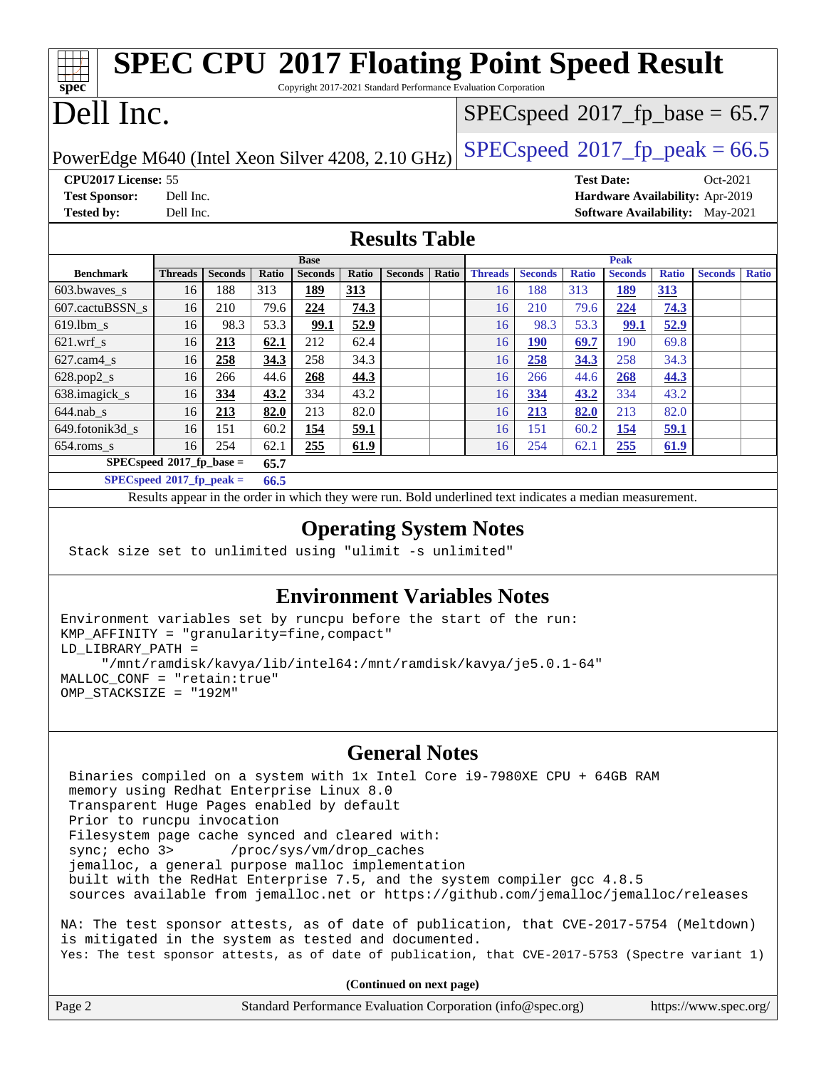# SPEC CPU 2017 Floating Point Speed Result

Copyright 2017-2021 Standard Performance Evaluation Corporation

# Dell Inc.

PowerEdge M640 (Intel Xeon Silver 4208, 2.10 GHz)

SPECspeed 2017_fp_base = 65.7

SPECspeed 2017_fp_peak = 66.5

**CPU2017 License:** 55
**Test Sponsor:** Dell Inc.
**Tested by:** Dell Inc.

**Test Date:** Oct-2021
**Hardware Availability:** Apr-2019
**Software Availability:** May-2021

## Results Table

| | Base | | | | | | | | Peak | | | | | | | |
|---|---|---|---|---|---|---|---|---|---|---|---|---|---|---|---|---|
| **Benchmark** | **Threads** | **Seconds** | **Ratio** | **Seconds** | **Ratio** | **Seconds** | **Ratio** | | **Threads** | **Seconds** | **Ratio** | **Seconds** | **Ratio** | **Seconds** | **Ratio** |
| 603.bwaves_s | 16 | 188 | 313 | **189** | **313** | | | | 16 | 188 | 313 | **189** | **313** | | |
| 607.cactuBSSN_s | 16 | 210 | 79.6 | **224** | **74.3** | | | | 16 | 210 | 79.6 | **224** | **74.3** | | |
| 619.lbm_s | 16 | 98.3 | 53.3 | **99.1** | **52.9** | | | | 16 | 98.3 | 53.3 | **99.1** | **52.9** | | |
| 621.wrf_s | 16 | **213** | **62.1** | 212 | 62.4 | | | | 16 | **190** | **69.7** | 190 | 69.8 | | |
| 627.cam4_s | 16 | **258** | **34.3** | 258 | 34.3 | | | | 16 | **258** | **34.3** | 258 | 34.3 | | |
| 628.pop2_s | 16 | 266 | 44.6 | **268** | **44.3** | | | | 16 | 266 | 44.6 | **268** | **44.3** | | |
| 638.imagick_s | 16 | **334** | **43.2** | 334 | 43.2 | | | | 16 | **334** | **43.2** | 334 | 43.2 | | |
| 644.nab_s | 16 | **213** | **82.0** | 213 | 82.0 | | | | 16 | **213** | **82.0** | 213 | 82.0 | | |
| 649.fotonik3d_s | 16 | 151 | 60.2 | **154** | **59.1** | | | | 16 | 151 | 60.2 | **154** | **59.1** | | |
| 654.roms_s | 16 | 254 | 62.1 | **255** | **61.9** | | | | 16 | 254 | 62.1 | **255** | **61.9** | | |

**SPECspeed 2017_fp_base = 65.7**

**SPECspeed 2017_fp_peak = 66.5**

Results appear in the order in which they were run. Bold underlined text indicates a median measurement.

## Operating System Notes

```
Stack size set to unlimited using "ulimit -s unlimited"
```

## Environment Variables Notes

```
Environment variables set by runcpu before the start of the run:
KMP_AFFINITY = "granularity=fine,compact"
LD_LIBRARY_PATH =
     "/mnt/ramdisk/kavya/lib/intel64:/mnt/ramdisk/kavya/je5.0.1-64"
MALLOC_CONF = "retain:true"
OMP_STACKSIZE = "192M"
```

## General Notes

```
Binaries compiled on a system with 1x Intel Core i9-7980XE CPU + 64GB RAM
memory using Redhat Enterprise Linux 8.0
Transparent Huge Pages enabled by default
Prior to runcpu invocation
Filesystem page cache synced and cleared with:
sync; echo 3>       /proc/sys/vm/drop_caches
jemalloc, a general purpose malloc implementation
built with the RedHat Enterprise 7.5, and the system compiler gcc 4.8.5
sources available from jemalloc.net or https://github.com/jemalloc/jemalloc/releases
```

```
NA: The test sponsor attests, as of date of publication, that CVE-2017-5754 (Meltdown)
is mitigated in the system as tested and documented.
Yes: The test sponsor attests, as of date of publication, that CVE-2017-5753 (Spectre variant 1)
```

**(Continued on next page)**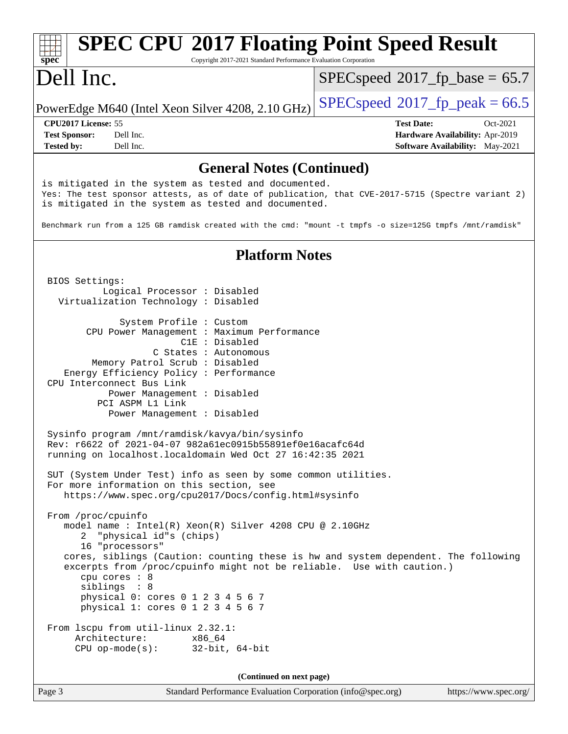# SPEC CPU 2017 Floating Point Speed Result

Copyright 2017-2021 Standard Performance Evaluation Corporation

# Dell Inc.

PowerEdge M640 (Intel Xeon Silver 4208, 2.10 GHz)

SPECspeed 2017_fp_base = 65.7

SPECspeed 2017_fp_peak = 66.5

**CPU2017 License:** 55
**Test Sponsor:** Dell Inc.
**Tested by:** Dell Inc.

**Test Date:** Oct-2021
**Hardware Availability:** Apr-2019
**Software Availability:** May-2021

## General Notes (Continued)

```
is mitigated in the system as tested and documented.
Yes: The test sponsor attests, as of date of publication, that CVE-2017-5715 (Spectre variant 2)
is mitigated in the system as tested and documented.

Benchmark run from a 125 GB ramdisk created with the cmd: "mount -t tmpfs -o size=125G tmpfs /mnt/ramdisk"
```

## Platform Notes

```
BIOS Settings:
          Logical Processor : Disabled
   Virtualization Technology : Disabled

             System Profile : Custom
       CPU Power Management : Maximum Performance
                        C1E : Disabled
                   C States : Autonomous
        Memory Patrol Scrub : Disabled
    Energy Efficiency Policy : Performance
CPU Interconnect Bus Link
           Power Management : Disabled
         PCI ASPM L1 Link
           Power Management : Disabled

Sysinfo program /mnt/ramdisk/kavya/bin/sysinfo
Rev: r6622 of 2021-04-07 982a61ec0915b55891ef0e16acafc64d
running on localhost.localdomain Wed Oct 27 16:42:35 2021

SUT (System Under Test) info as seen by some common utilities.
For more information on this section, see
   https://www.spec.org/cpu2017/Docs/config.html#sysinfo

From /proc/cpuinfo
   model name : Intel(R) Xeon(R) Silver 4208 CPU @ 2.10GHz
      2  "physical id"s (chips)
      16 "processors"
   cores, siblings (Caution: counting these is hw and system dependent. The following
   excerpts from /proc/cpuinfo might not be reliable.  Use with caution.)
      cpu cores : 8
      siblings  : 8
      physical 0: cores 0 1 2 3 4 5 6 7
      physical 1: cores 0 1 2 3 4 5 6 7

From lscpu from util-linux 2.32.1:
     Architecture:        x86_64
     CPU op-mode(s):      32-bit, 64-bit
```

(Continued on next page)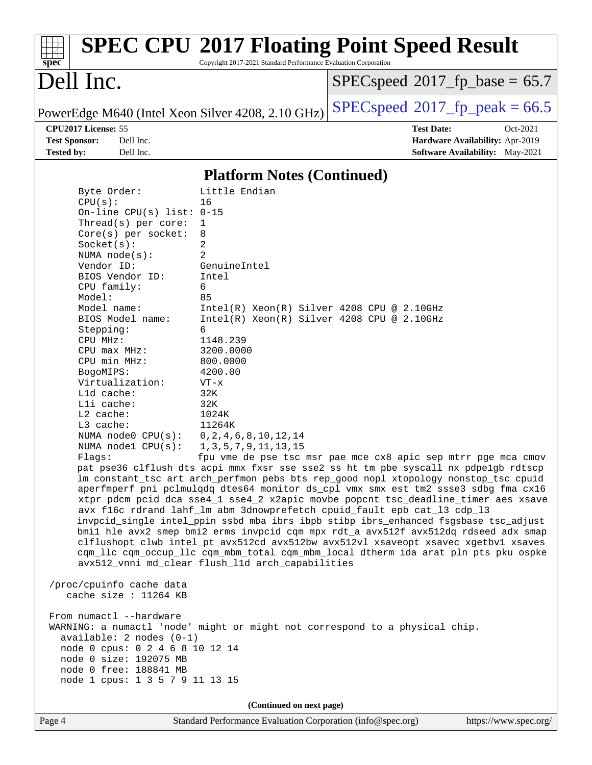# SPEC CPU 2017 Floating Point Speed Result

Copyright 2017-2021 Standard Performance Evaluation Corporation

# Dell Inc.

PowerEdge M640 (Intel Xeon Silver 4208, 2.10 GHz)

SPECspeed 2017_fp_base = 65.7

SPECspeed 2017_fp_peak = 66.5

**CPU2017 License:** 55
**Test Sponsor:** Dell Inc.
**Tested by:** Dell Inc.

**Test Date:** Oct-2021
**Hardware Availability:** Apr-2019
**Software Availability:** May-2021

## Platform Notes (Continued)

```
    Byte Order:            Little Endian
    CPU(s):                16
    On-line CPU(s) list: 0-15
    Thread(s) per core:  1
    Core(s) per socket:  8
    Socket(s):           2
    NUMA node(s):        2
    Vendor ID:           GenuineIntel
    BIOS Vendor ID:      Intel
    CPU family:          6
    Model:               85
    Model name:          Intel(R) Xeon(R) Silver 4208 CPU @ 2.10GHz
    BIOS Model name:     Intel(R) Xeon(R) Silver 4208 CPU @ 2.10GHz
    Stepping:            6
    CPU MHz:             1148.239
    CPU max MHz:         3200.0000
    CPU min MHz:         800.0000
    BogoMIPS:            4200.00
    Virtualization:      VT-x
    L1d cache:           32K
    L1i cache:           32K
    L2 cache:            1024K
    L3 cache:            11264K
    NUMA node0 CPU(s):   0,2,4,6,8,10,12,14
    NUMA node1 CPU(s):   1,3,5,7,9,11,13,15
    Flags:               fpu vme de pse tsc msr pae mce cx8 apic sep mtrr pge mca cmov
    pat pse36 clflush dts acpi mmx fxsr sse sse2 ss ht tm pbe syscall nx pdpe1gb rdtscp
    lm constant_tsc art arch_perfmon pebs bts rep_good nopl xtopology nonstop_tsc cpuid
    aperfmperf pni pclmulqdq dtes64 monitor ds_cpl vmx smx est tm2 ssse3 sdbg fma cx16
    xtpr pdcm pcid dca sse4_1 sse4_2 x2apic movbe popcnt tsc_deadline_timer aes xsave
    avx f16c rdrand lahf_lm abm 3dnowprefetch cpuid_fault epb cat_l3 cdp_l3
    invpcid_single intel_ppin ssbd mba ibrs ibpb stibp ibrs_enhanced fsgsbase tsc_adjust
    bmi1 hle avx2 smep bmi2 erms invpcid cqm mpx rdt_a avx512f avx512dq rdseed adx smap
    clflushopt clwb intel_pt avx512cd avx512bw avx512vl xsaveopt xsavec xgetbv1 xsaves
    cqm_llc cqm_occup_llc cqm_mbm_total cqm_mbm_local dtherm ida arat pln pts pku ospke
    avx512_vnni md_clear flush_l1d arch_capabilities

 /proc/cpuinfo cache data
    cache size : 11264 KB

 From numactl --hardware
 WARNING: a numactl 'node' might or might not correspond to a physical chip.
   available: 2 nodes (0-1)
   node 0 cpus: 0 2 4 6 8 10 12 14
   node 0 size: 192075 MB
   node 0 free: 188841 MB
   node 1 cpus: 1 3 5 7 9 11 13 15
```

(Continued on next page)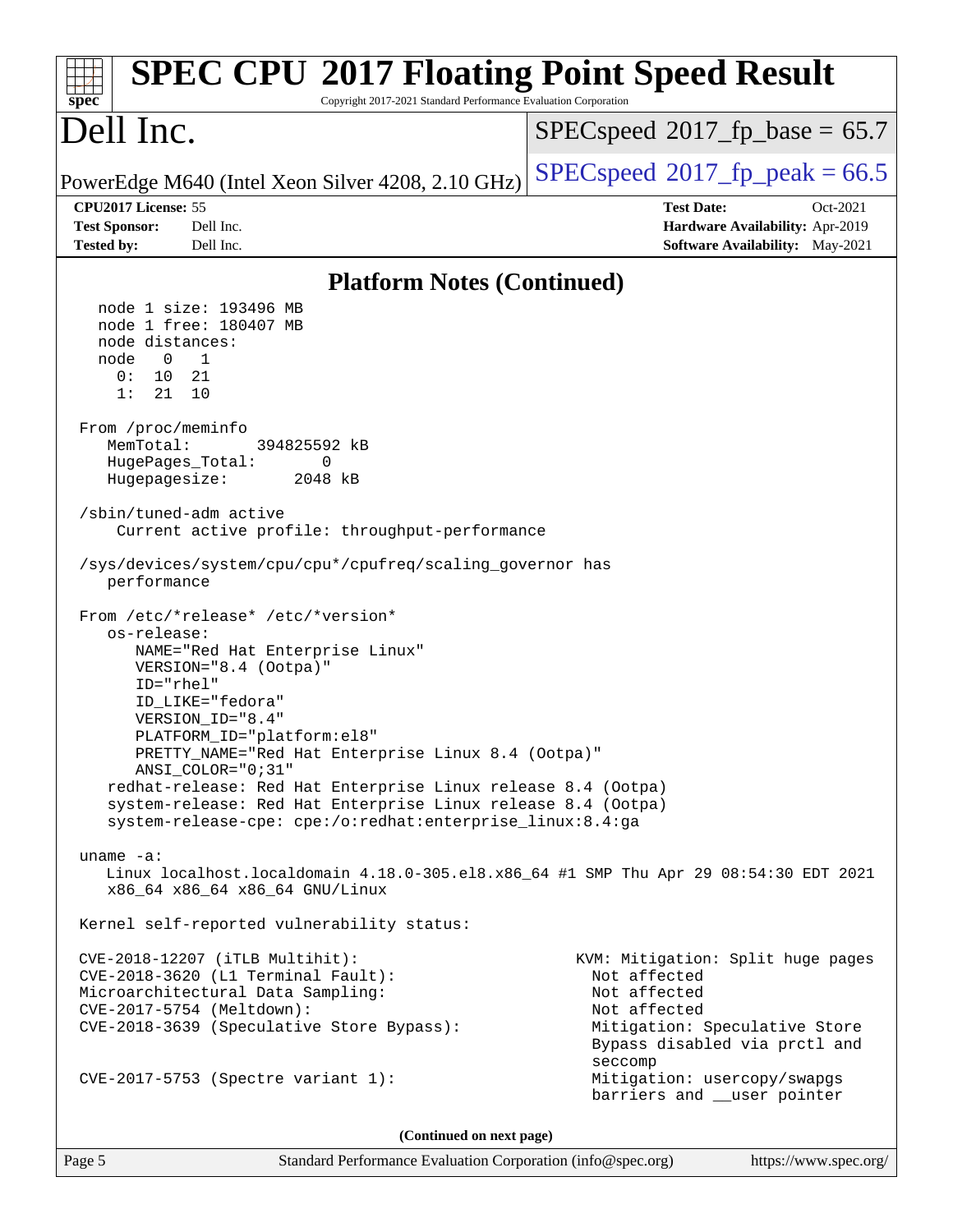## Platform Notes (Continued)

```
    node 1 size: 193496 MB
    node 1 free: 180407 MB
    node distances:
    node   0   1
      0:  10  21
      1:  21  10

  From /proc/meminfo
     MemTotal:       394825592 kB
     HugePages_Total:       0
     Hugepagesize:       2048 kB

  /sbin/tuned-adm active
      Current active profile: throughput-performance

  /sys/devices/system/cpu/cpu*/cpufreq/scaling_governor has
     performance

  From /etc/*release* /etc/*version*
     os-release:
        NAME="Red Hat Enterprise Linux"
        VERSION="8.4 (Ootpa)"
        ID="rhel"
        ID_LIKE="fedora"
        VERSION_ID="8.4"
        PLATFORM_ID="platform:el8"
        PRETTY_NAME="Red Hat Enterprise Linux 8.4 (Ootpa)"
        ANSI_COLOR="0;31"
     redhat-release: Red Hat Enterprise Linux release 8.4 (Ootpa)
     system-release: Red Hat Enterprise Linux release 8.4 (Ootpa)
     system-release-cpe: cpe:/o:redhat:enterprise_linux:8.4:ga

  uname -a:
     Linux localhost.localdomain 4.18.0-305.el8.x86_64 #1 SMP Thu Apr 29 08:54:30 EDT 2021
     x86_64 x86_64 x86_64 GNU/Linux

  Kernel self-reported vulnerability status:

  CVE-2018-12207 (iTLB Multihit):                          KVM: Mitigation: Split huge pages
  CVE-2018-3620 (L1 Terminal Fault):                         Not affected
  Microarchitectural Data Sampling:                          Not affected
  CVE-2017-5754 (Meltdown):                                  Not affected
  CVE-2018-3639 (Speculative Store Bypass):                  Mitigation: Speculative Store
                                                             Bypass disabled via prctl and
                                                             seccomp
  CVE-2017-5753 (Spectre variant 1):                         Mitigation: usercopy/swapgs
                                                             barriers and __user pointer
```

(Continued on next page)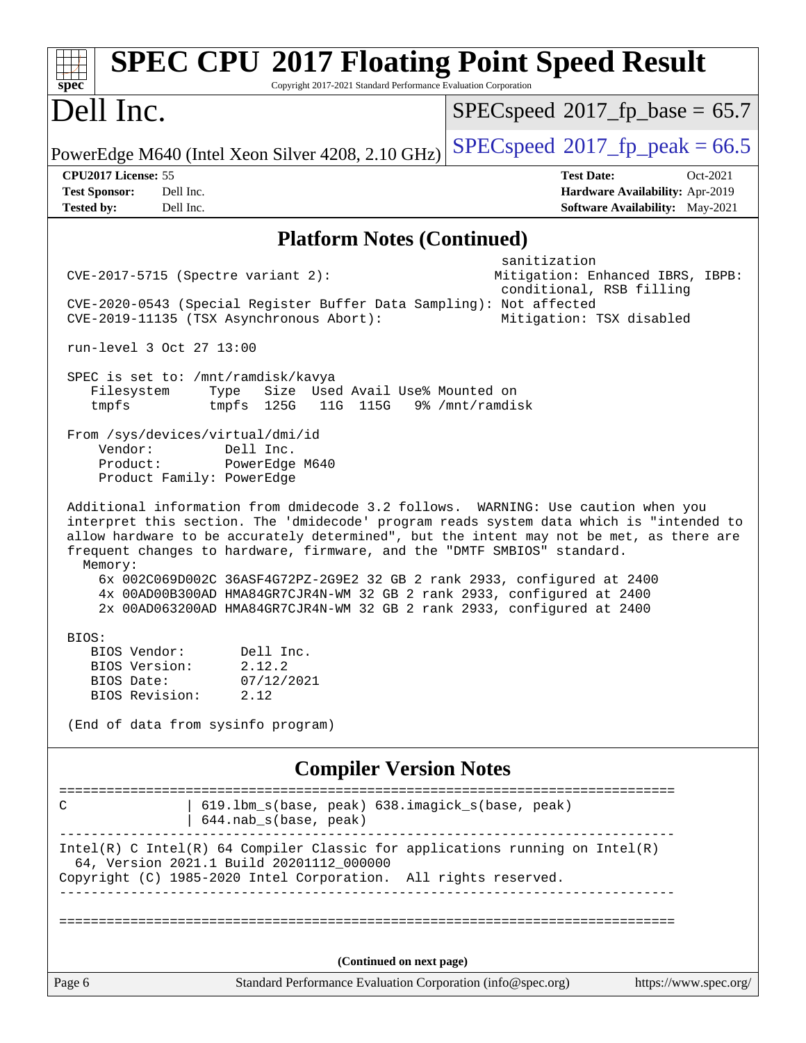# SPEC CPU 2017 Floating Point Speed Result

Copyright 2017-2021 Standard Performance Evaluation Corporation

# Dell Inc.

PowerEdge M640 (Intel Xeon Silver 4208, 2.10 GHz)

SPECspeed 2017_fp_base = 65.7

SPECspeed 2017_fp_peak = 66.5

**CPU2017 License:** 55
**Test Sponsor:** Dell Inc.
**Tested by:** Dell Inc.

**Test Date:** Oct-2021
**Hardware Availability:** Apr-2019
**Software Availability:** May-2021

## Platform Notes (Continued)

```
                                                          sanitization
 CVE-2017-5715 (Spectre variant 2):                      Mitigation: Enhanced IBRS, IBPB:
                                                          conditional, RSB filling
 CVE-2020-0543 (Special Register Buffer Data Sampling): Not affected
 CVE-2019-11135 (TSX Asynchronous Abort):                Mitigation: TSX disabled

 run-level 3 Oct 27 13:00

 SPEC is set to: /mnt/ramdisk/kavya
    Filesystem     Type   Size  Used Avail Use% Mounted on
    tmpfs          tmpfs  125G   11G  115G   9% /mnt/ramdisk

 From /sys/devices/virtual/dmi/id
     Vendor:         Dell Inc.
     Product:        PowerEdge M640
     Product Family: PowerEdge

 Additional information from dmidecode 3.2 follows.  WARNING: Use caution when you
 interpret this section. The 'dmidecode' program reads system data which is "intended to
 allow hardware to be accurately determined", but the intent may not be met, as there are
 frequent changes to hardware, firmware, and the "DMTF SMBIOS" standard.
   Memory:
     6x 002C069D002C 36ASF4G72PZ-2G9E2 32 GB 2 rank 2933, configured at 2400
     4x 00AD00B300AD HMA84GR7CJR4N-WM 32 GB 2 rank 2933, configured at 2400
     2x 00AD063200AD HMA84GR7CJR4N-WM 32 GB 2 rank 2933, configured at 2400

 BIOS:
    BIOS Vendor:       Dell Inc.
    BIOS Version:      2.12.2
    BIOS Date:         07/12/2021
    BIOS Revision:     2.12

 (End of data from sysinfo program)
```

## Compiler Version Notes

```
==============================================================================
C                | 619.lbm_s(base, peak) 638.imagick_s(base, peak)
                 | 644.nab_s(base, peak)
------------------------------------------------------------------------------
Intel(R) C Intel(R) 64 Compiler Classic for applications running on Intel(R)
  64, Version 2021.1 Build 20201112_000000
Copyright (C) 1985-2020 Intel Corporation.  All rights reserved.
------------------------------------------------------------------------------

==============================================================================
```

(Continued on next page)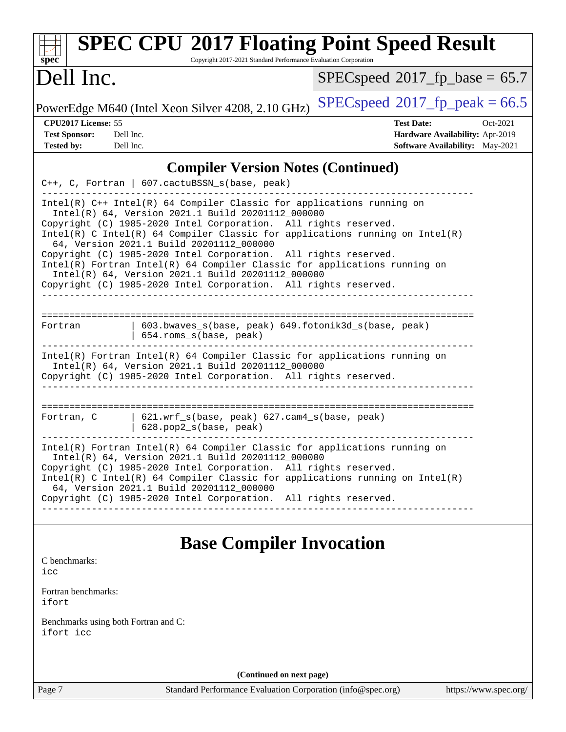## Compiler Version Notes (Continued)

```
C++, C, Fortran | 607.cactuBSSN_s(base, peak)
------------------------------------------------------------------------------
Intel(R) C++ Intel(R) 64 Compiler Classic for applications running on
  Intel(R) 64, Version 2021.1 Build 20201112_000000
Copyright (C) 1985-2020 Intel Corporation.  All rights reserved.
Intel(R) C Intel(R) 64 Compiler Classic for applications running on Intel(R)
  64, Version 2021.1 Build 20201112_000000
Copyright (C) 1985-2020 Intel Corporation.  All rights reserved.
Intel(R) Fortran Intel(R) 64 Compiler Classic for applications running on
  Intel(R) 64, Version 2021.1 Build 20201112_000000
Copyright (C) 1985-2020 Intel Corporation.  All rights reserved.
------------------------------------------------------------------------------

==============================================================================
Fortran          | 603.bwaves_s(base, peak) 649.fotonik3d_s(base, peak)
                 | 654.roms_s(base, peak)
------------------------------------------------------------------------------
Intel(R) Fortran Intel(R) 64 Compiler Classic for applications running on
  Intel(R) 64, Version 2021.1 Build 20201112_000000
Copyright (C) 1985-2020 Intel Corporation.  All rights reserved.
------------------------------------------------------------------------------

==============================================================================
Fortran, C       | 621.wrf_s(base, peak) 627.cam4_s(base, peak)
                 | 628.pop2_s(base, peak)
------------------------------------------------------------------------------
Intel(R) Fortran Intel(R) 64 Compiler Classic for applications running on
  Intel(R) 64, Version 2021.1 Build 20201112_000000
Copyright (C) 1985-2020 Intel Corporation.  All rights reserved.
Intel(R) C Intel(R) 64 Compiler Classic for applications running on Intel(R)
  64, Version 2021.1 Build 20201112_000000
Copyright (C) 1985-2020 Intel Corporation.  All rights reserved.
------------------------------------------------------------------------------
```

## Base Compiler Invocation

C benchmarks:
icc

Fortran benchmarks:
ifort

Benchmarks using both Fortran and C:
ifort icc

**(Continued on next page)**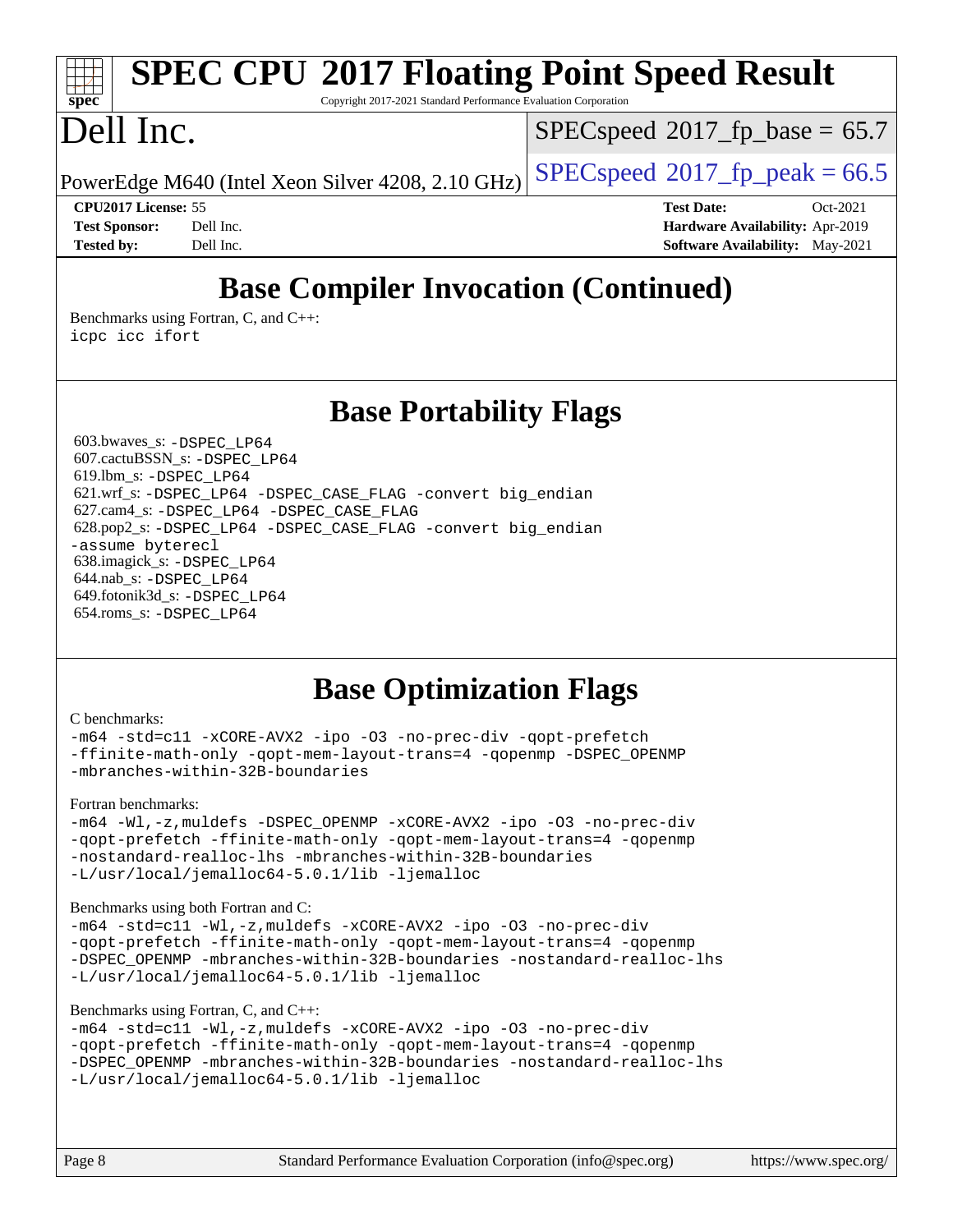# SPEC CPU 2017 Floating Point Speed Result

Copyright 2017-2021 Standard Performance Evaluation Corporation

# Dell Inc.

PowerEdge M640 (Intel Xeon Silver 4208, 2.10 GHz)

SPECspeed 2017_fp_base = 65.7

SPECspeed 2017_fp_peak = 66.5

**CPU2017 License:** 55
**Test Sponsor:** Dell Inc.
**Tested by:** Dell Inc.

**Test Date:** Oct-2021
**Hardware Availability:** Apr-2019
**Software Availability:** May-2021

## Base Compiler Invocation (Continued)

Benchmarks using Fortran, C, and C++:
```
icpc icc ifort
```

## Base Portability Flags

603.bwaves_s: `-DSPEC_LP64`
607.cactuBSSN_s: `-DSPEC_LP64`
619.lbm_s: `-DSPEC_LP64`
621.wrf_s: `-DSPEC_LP64 -DSPEC_CASE_FLAG -convert big_endian`
627.cam4_s: `-DSPEC_LP64 -DSPEC_CASE_FLAG`
628.pop2_s: `-DSPEC_LP64 -DSPEC_CASE_FLAG -convert big_endian -assume byterecl`
638.imagick_s: `-DSPEC_LP64`
644.nab_s: `-DSPEC_LP64`
649.fotonik3d_s: `-DSPEC_LP64`
654.roms_s: `-DSPEC_LP64`

## Base Optimization Flags

C benchmarks:
```
-m64 -std=c11 -xCORE-AVX2 -ipo -O3 -no-prec-div -qopt-prefetch
-ffinite-math-only -qopt-mem-layout-trans=4 -qopenmp -DSPEC_OPENMP
-mbranches-within-32B-boundaries
```

Fortran benchmarks:
```
-m64 -Wl,-z,muldefs -DSPEC_OPENMP -xCORE-AVX2 -ipo -O3 -no-prec-div
-qopt-prefetch -ffinite-math-only -qopt-mem-layout-trans=4 -qopenmp
-nostandard-realloc-lhs -mbranches-within-32B-boundaries
-L/usr/local/jemalloc64-5.0.1/lib -ljemalloc
```

Benchmarks using both Fortran and C:
```
-m64 -std=c11 -Wl,-z,muldefs -xCORE-AVX2 -ipo -O3 -no-prec-div
-qopt-prefetch -ffinite-math-only -qopt-mem-layout-trans=4 -qopenmp
-DSPEC_OPENMP -mbranches-within-32B-boundaries -nostandard-realloc-lhs
-L/usr/local/jemalloc64-5.0.1/lib -ljemalloc
```

Benchmarks using Fortran, C, and C++:
```
-m64 -std=c11 -Wl,-z,muldefs -xCORE-AVX2 -ipo -O3 -no-prec-div
-qopt-prefetch -ffinite-math-only -qopt-mem-layout-trans=4 -qopenmp
-DSPEC_OPENMP -mbranches-within-32B-boundaries -nostandard-realloc-lhs
-L/usr/local/jemalloc64-5.0.1/lib -ljemalloc
```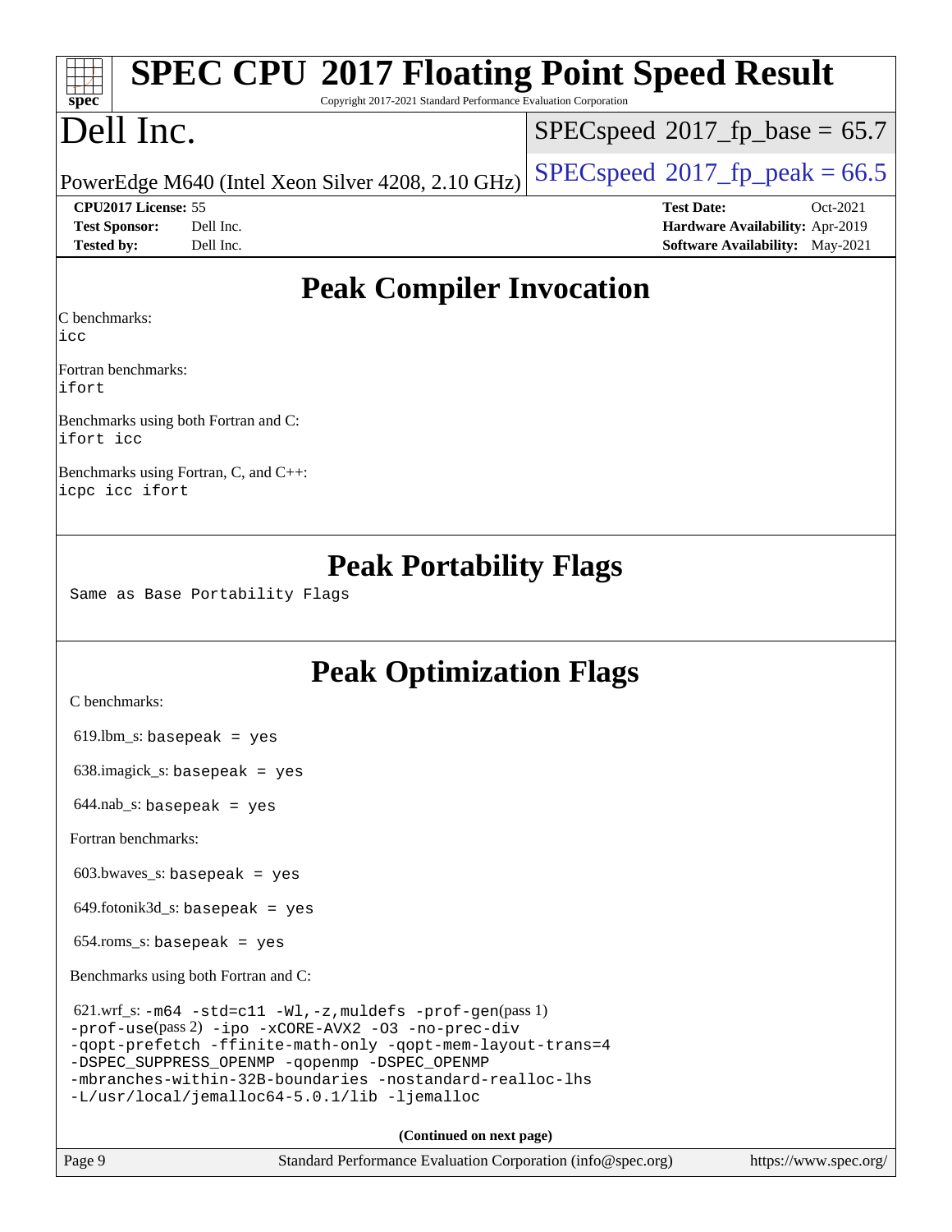# SPEC CPU 2017 Floating Point Speed Result

Copyright 2017-2021 Standard Performance Evaluation Corporation

# Dell Inc.

PowerEdge M640 (Intel Xeon Silver 4208, 2.10 GHz)

SPECspeed 2017_fp_base = 65.7

SPECspeed 2017_fp_peak = 66.5

**CPU2017 License:** 55
**Test Sponsor:** Dell Inc.
**Tested by:** Dell Inc.

**Test Date:** Oct-2021
**Hardware Availability:** Apr-2019
**Software Availability:** May-2021

## Peak Compiler Invocation

C benchmarks:
```
icc
```

Fortran benchmarks:
```
ifort
```

Benchmarks using both Fortran and C:
```
ifort icc
```

Benchmarks using Fortran, C, and C++:
```
icpc icc ifort
```

## Peak Portability Flags

Same as Base Portability Flags

## Peak Optimization Flags

C benchmarks:

619.lbm_s: basepeak = yes

638.imagick_s: basepeak = yes

644.nab_s: basepeak = yes

Fortran benchmarks:

603.bwaves_s: basepeak = yes

649.fotonik3d_s: basepeak = yes

654.roms_s: basepeak = yes

Benchmarks using both Fortran and C:

621.wrf_s: -m64 -std=c11 -Wl,-z,muldefs -prof-gen(pass 1) -prof-use(pass 2) -ipo -xCORE-AVX2 -O3 -no-prec-div -qopt-prefetch -ffinite-math-only -qopt-mem-layout-trans=4 -DSPEC_SUPPRESS_OPENMP -qopenmp -DSPEC_OPENMP -mbranches-within-32B-boundaries -nostandard-realloc-lhs -L/usr/local/jemalloc64-5.0.1/lib -ljemalloc

**(Continued on next page)**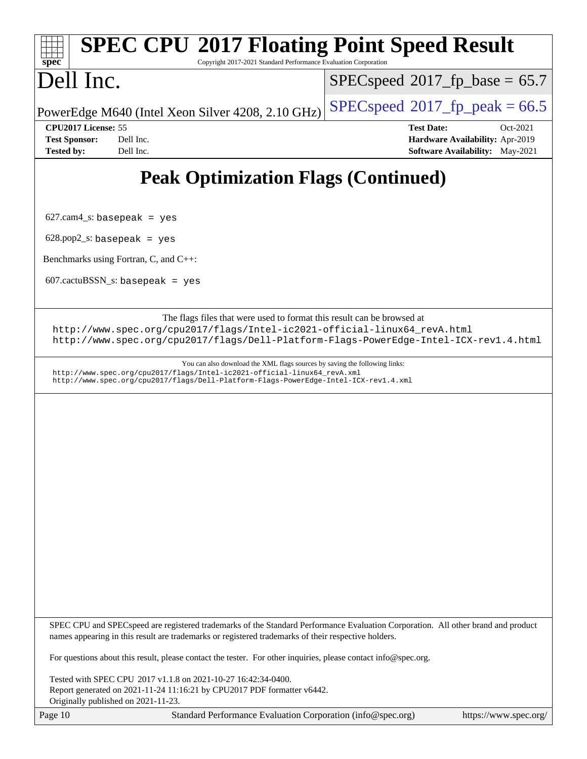# Peak Optimization Flags (Continued)

627.cam4_s: `basepeak = yes`

628.pop2_s: `basepeak = yes`

Benchmarks using Fortran, C, and C++:

607.cactuBSSN_s: `basepeak = yes`

The flags files that were used to format this result can be browsed at
http://www.spec.org/cpu2017/flags/Intel-ic2021-official-linux64_revA.html
http://www.spec.org/cpu2017/flags/Dell-Platform-Flags-PowerEdge-Intel-ICX-rev1.4.html

You can also download the XML flags sources by saving the following links:
http://www.spec.org/cpu2017/flags/Intel-ic2021-official-linux64_revA.xml
http://www.spec.org/cpu2017/flags/Dell-Platform-Flags-PowerEdge-Intel-ICX-rev1.4.xml

SPEC CPU and SPECspeed are registered trademarks of the Standard Performance Evaluation Corporation. All other brand and product names appearing in this result are trademarks or registered trademarks of their respective holders.

For questions about this result, please contact the tester. For other inquiries, please contact info@spec.org.

Tested with SPEC CPU 2017 v1.1.8 on 2021-10-27 16:42:34-0400.
Report generated on 2021-11-24 11:16:21 by CPU2017 PDF formatter v6442.
Originally published on 2021-11-23.